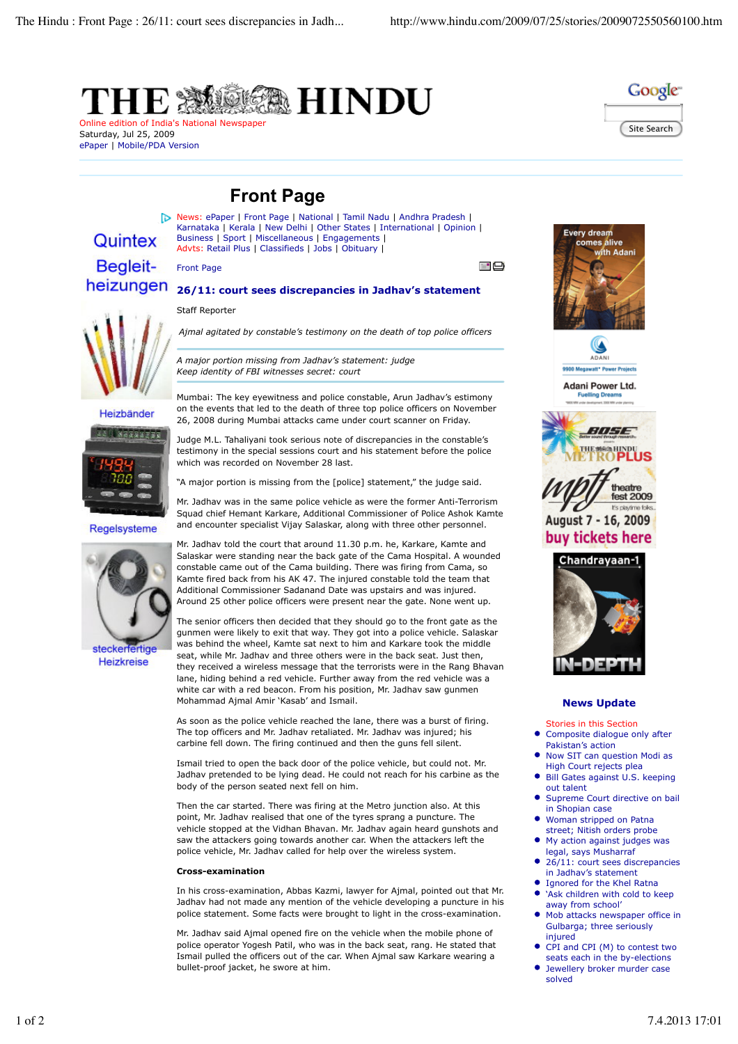# THE HINDU

Online edition of India's National Newspaper
Saturday, Jul 25, 2009
ePaper | Mobile/PDA Version

## Front Page

News: ePaper | Front Page | National | Tamil Nadu | Andhra Pradesh | Karnataka | Kerala | New Delhi | Other States | International | Opinion | Business | Sport | Miscellaneous | Engagements |
Advts: Retail Plus | Classifieds | Jobs | Obituary |

Front Page

### 26/11: court sees discrepancies in Jadhav's statement

Staff Reporter

*Ajmal agitated by constable's testimony on the death of top police officers*

*A major portion missing from Jadhav's statement: judge*
*Keep identity of FBI witnesses secret: court*

Mumbai: The key eyewitness and police constable, Arun Jadhav's estimony on the events that led to the death of three top police officers on November 26, 2008 during Mumbai attacks came under court scanner on Friday.

Judge M.L. Tahaliyani took serious note of discrepancies in the constable's testimony in the special sessions court and his statement before the police which was recorded on November 28 last.

"A major portion is missing from the [police] statement," the judge said.

Mr. Jadhav was in the same police vehicle as were the former Anti-Terrorism Squad chief Hemant Karkare, Additional Commissioner of Police Ashok Kamte and encounter specialist Vijay Salaskar, along with three other personnel.

Mr. Jadhav told the court that around 11.30 p.m. he, Karkare, Kamte and Salaskar were standing near the back gate of the Cama Hospital. A wounded constable came out of the Cama building. There was firing from Cama, so Kamte fired back from his AK 47. The injured constable told the team that Additional Commissioner Sadanand Date was upstairs and was injured. Around 25 other police officers were present near the gate. None went up.

The senior officers then decided that they should go to the front gate as the gunmen were likely to exit that way. They got into a police vehicle. Salaskar was behind the wheel, Kamte sat next to him and Karkare took the middle seat, while Mr. Jadhav and three others were in the back seat. Just then, they received a wireless message that the terrorists were in the Rang Bhavan lane, hiding behind a red vehicle. Further away from the red vehicle was a white car with a red beacon. From his position, Mr. Jadhav saw gunmen Mohammad Ajmal Amir 'Kasab' and Ismail.

As soon as the police vehicle reached the lane, there was a burst of firing. The top officers and Mr. Jadhav retaliated. Mr. Jadhav was injured; his carbine fell down. The firing continued and then the guns fell silent.

Ismail tried to open the back door of the police vehicle, but could not. Mr. Jadhav pretended to be lying dead. He could not reach for his carbine as the body of the person seated next fell on him.

Then the car started. There was firing at the Metro junction also. At this point, Mr. Jadhav realised that one of the tyres sprang a puncture. The vehicle stopped at the Vidhan Bhavan. Mr. Jadhav again heard gunshots and saw the attackers going towards another car. When the attackers left the police vehicle, Mr. Jadhav called for help over the wireless system.

**Cross-examination**

In his cross-examination, Abbas Kazmi, lawyer for Ajmal, pointed out that Mr. Jadhav had not made any mention of the vehicle developing a puncture in his police statement. Some facts were brought to light in the cross-examination.

Mr. Jadhav said Ajmal opened fire on the vehicle when the mobile phone of police operator Yogesh Patil, who was in the back seat, rang. He stated that Ismail pulled the officers out of the car. When Ajmal saw Karkare wearing a bullet-proof jacket, he swore at him.

### News Update

Stories in this Section

- Composite dialogue only after Pakistan's action
- Now SIT can question Modi as High Court rejects plea
- Bill Gates against U.S. keeping out talent
- Supreme Court directive on bail in Shopian case
- Woman stripped on Patna street; Nitish orders probe
- My action against judges was legal, says Musharraf
- 26/11: court sees discrepancies in Jadhav's statement
- Ignored for the Khel Ratna
- 'Ask children with cold to keep away from school'
- Mob attacks newspaper office in Gulbarga; three seriously injured
- CPI and CPI (M) to contest two seats each in the by-elections
- Jewellery broker murder case solved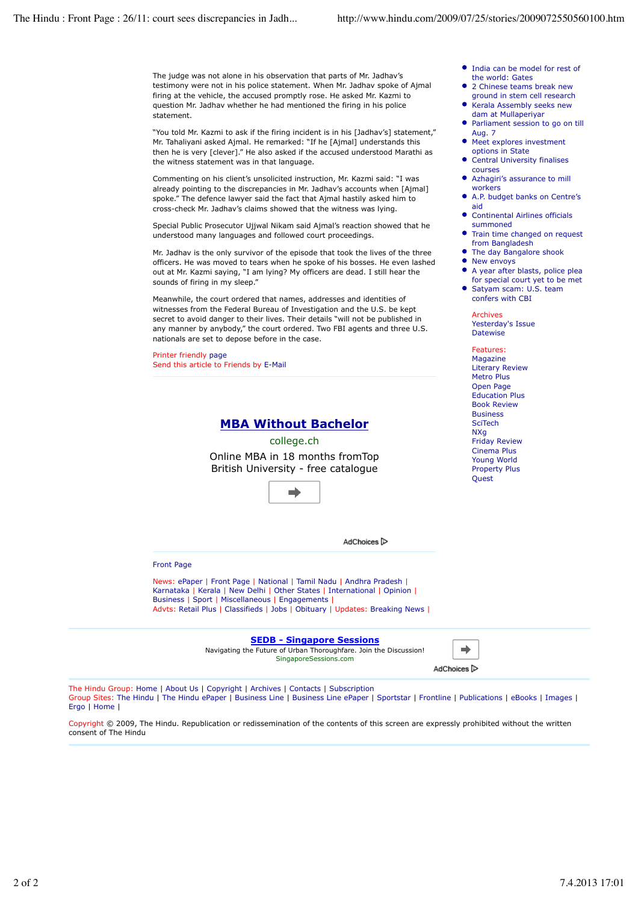The judge was not alone in his observation that parts of Mr. Jadhav's testimony were not in his police statement. When Mr. Jadhav spoke of Ajmal firing at the vehicle, the accused promptly rose. He asked Mr. Kazmi to question Mr. Jadhav whether he had mentioned the firing in his police statement.

"You told Mr. Kazmi to ask if the firing incident is in his [Jadhav's] statement," Mr. Tahaliyani asked Ajmal. He remarked: "If he [Ajmal] understands this then he is very [clever]." He also asked if the accused understood Marathi as the witness statement was in that language.

Commenting on his client's unsolicited instruction, Mr. Kazmi said: "I was already pointing to the discrepancies in Mr. Jadhav's accounts when [Ajmal] spoke." The defence lawyer said the fact that Ajmal hastily asked him to cross-check Mr. Jadhav's claims showed that the witness was lying.

Special Public Prosecutor Ujjwal Nikam said Ajmal's reaction showed that he understood many languages and followed court proceedings.

Mr. Jadhav is the only survivor of the episode that took the lives of the three officers. He was moved to tears when he spoke of his bosses. He even lashed out at Mr. Kazmi saying, "I am lying? My officers are dead. I still hear the sounds of firing in my sleep."

Meanwhile, the court ordered that names, addresses and identities of witnesses from the Federal Bureau of Investigation and the U.S. be kept secret to avoid danger to their lives. Their details "will not be published in any manner by anybody," the court ordered. Two FBI agents and three U.S. nationals are set to depose before in the case.

Printer friendly page
Send this article to Friends by E-Mail

**MBA Without Bachelor**
college.ch
Online MBA in 18 months fromTop British University - free catalogue

AdChoices

Front Page

News: ePaper | Front Page | National | Tamil Nadu | Andhra Pradesh | Karnataka | Kerala | New Delhi | Other States | International | Opinion | Business | Sport | Miscellaneous | Engagements |
Advts: Retail Plus | Classifieds | Jobs | Obituary | Updates: Breaking News |

- India can be model for rest of the world: Gates
- 2 Chinese teams break new ground in stem cell research
- Kerala Assembly seeks new dam at Mullaperiyar
- Parliament session to go on till Aug. 7
- Meet explores investment options in State
- Central University finalises courses
- Azhagiri's assurance to mill workers
- A.P. budget banks on Centre's aid
- Continental Airlines officials summoned
- Train time changed on request from Bangladesh
- The day Bangalore shook
- New envoys
- A year after blasts, police plea for special court yet to be met
- Satyam scam: U.S. team confers with CBI

Archives
Yesterday's Issue
Datewise

Features:
Magazine
Literary Review
Metro Plus
Open Page
Education Plus
Book Review
Business
SciTech
NXg
Friday Review
Cinema Plus
Young World
Property Plus
Quest

**SEDB - Singapore Sessions**
Navigating the Future of Urban Thoroughfare. Join the Discussion!
SingaporeSessions.com
AdChoices

The Hindu Group: Home | About Us | Copyright | Archives | Contacts | Subscription
Group Sites: The Hindu | The Hindu ePaper | Business Line | Business Line ePaper | Sportstar | Frontline | Publications | eBooks | Images | Ergo | Home |

Copyright © 2009, The Hindu. Republication or redissemination of the contents of this screen are expressly prohibited without the written consent of The Hindu